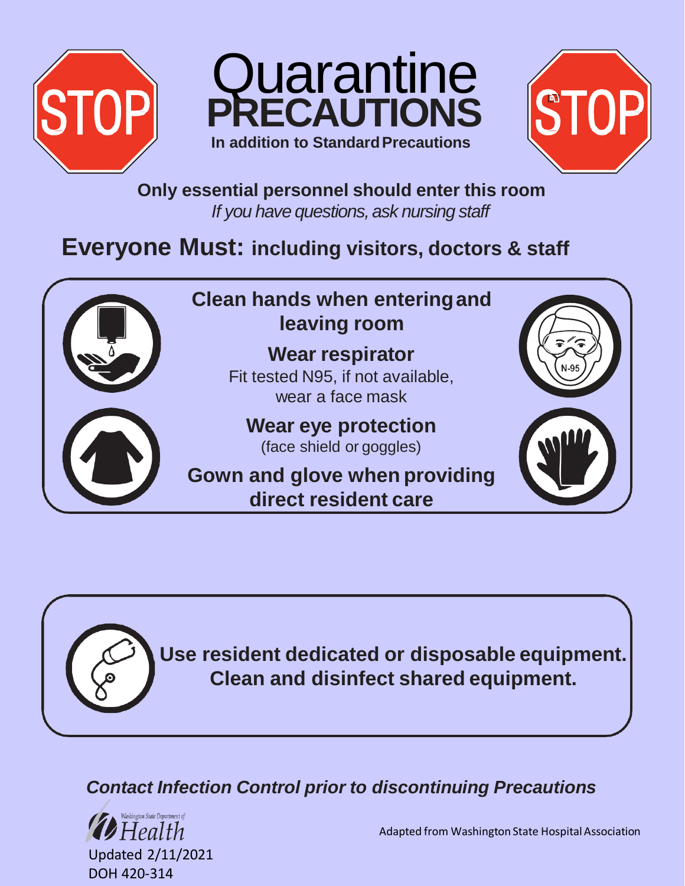# Quarantine PRECAUTIONS

**In addition to Standard Precautions**

**Only essential personnel should enter this room**

*If you have questions, ask nursing staff*

## Everyone Must: including visitors, doctors & staff

**Clean hands when entering and leaving room**

**Wear respirator**
Fit tested N95, if not available, wear a face mask

**Wear eye protection**
(face shield or goggles)

**Gown and glove when providing direct resident care**

**Use resident dedicated or disposable equipment. Clean and disinfect shared equipment.**

***Contact Infection Control prior to discontinuing Precautions***

Washington State Department of Health

Updated 2/11/2021

DOH 420-314

Adapted from Washington State Hospital Association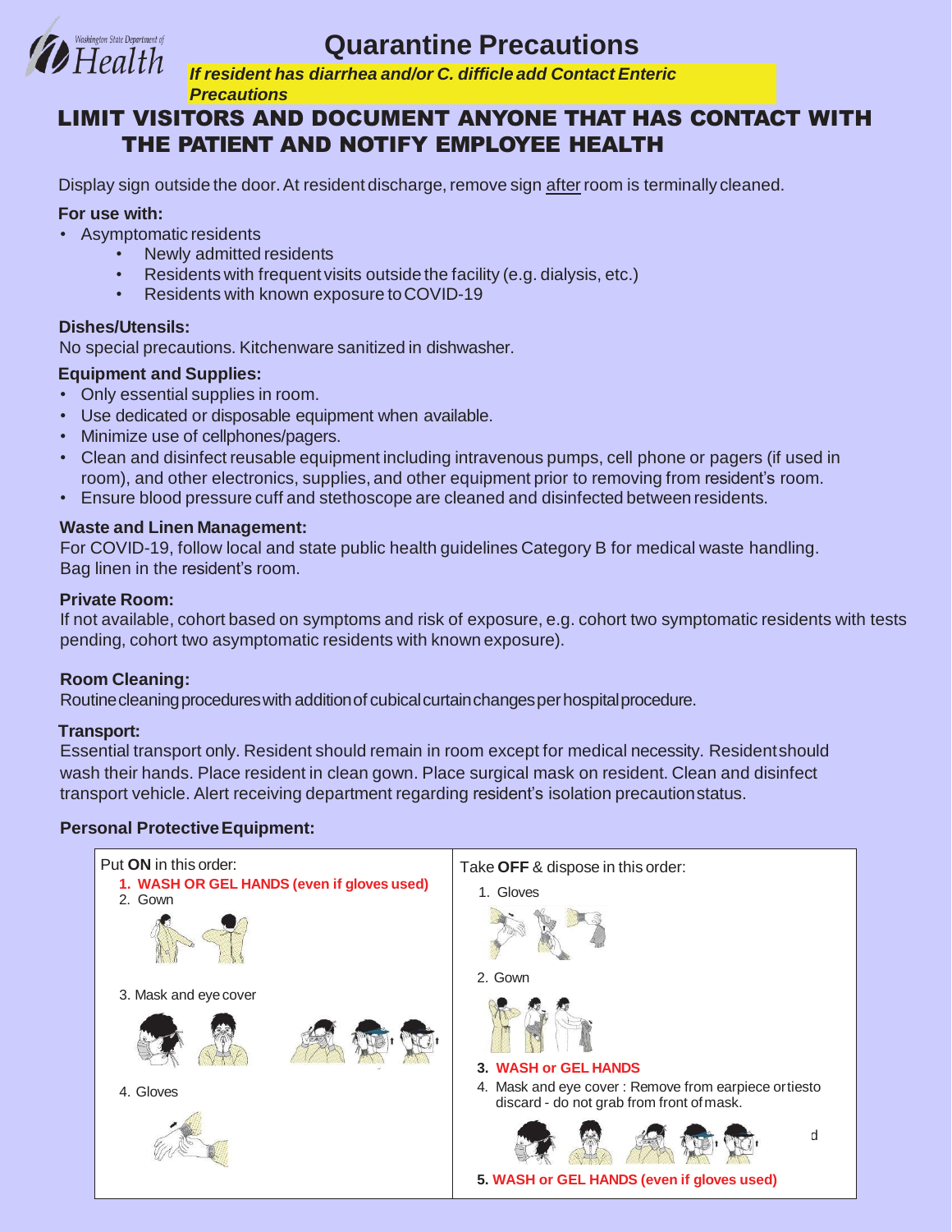Washington State Department of Health

# Quarantine Precautions

***If resident has diarrhea and/or C. difficile add Contact Enteric Precautions***

## LIMIT VISITORS AND DOCUMENT ANYONE THAT HAS CONTACT WITH THE PATIENT AND NOTIFY EMPLOYEE HEALTH

Display sign outside the door. At resident discharge, remove sign after room is terminally cleaned.

**For use with:**

- Asymptomatic residents
  - Newly admitted residents
  - Residents with frequent visits outside the facility (e.g. dialysis, etc.)
  - Residents with known exposure to COVID-19

**Dishes/Utensils:**
No special precautions. Kitchenware sanitized in dishwasher.

**Equipment and Supplies:**

- Only essential supplies in room.
- Use dedicated or disposable equipment when available.
- Minimize use of cellphones/pagers.
- Clean and disinfect reusable equipment including intravenous pumps, cell phone or pagers (if used in room), and other electronics, supplies, and other equipment prior to removing from resident's room.
- Ensure blood pressure cuff and stethoscope are cleaned and disinfected between residents.

**Waste and Linen Management:**
For COVID-19, follow local and state public health guidelines Category B for medical waste handling. Bag linen in the resident's room.

**Private Room:**
If not available, cohort based on symptoms and risk of exposure, e.g. cohort two symptomatic residents with tests pending, cohort two asymptomatic residents with known exposure).

**Room Cleaning:**
Routine cleaning procedures with addition of cubical curtain changes per hospital procedure.

**Transport:**
Essential transport only. Resident should remain in room except for medical necessity. Resident should wash their hands. Place resident in clean gown. Place surgical mask on resident. Clean and disinfect transport vehicle. Alert receiving department regarding resident's isolation precaution status.

**Personal Protective Equipment:**

| Put **ON** in this order: | Take **OFF** & dispose in this order: |
| --- | --- |
| 1. **WASH OR GEL HANDS (even if gloves used)** | 1. Gloves |
| 2. Gown | 2. Gown |
| 3. Mask and eye cover | 3. **WASH or GEL HANDS** |
| 4. Gloves | 4. Mask and eye cover : Remove from earpiece or ties to discard - do not grab from front of mask. |
| | 5. **WASH or GEL HANDS (even if gloves used)** |